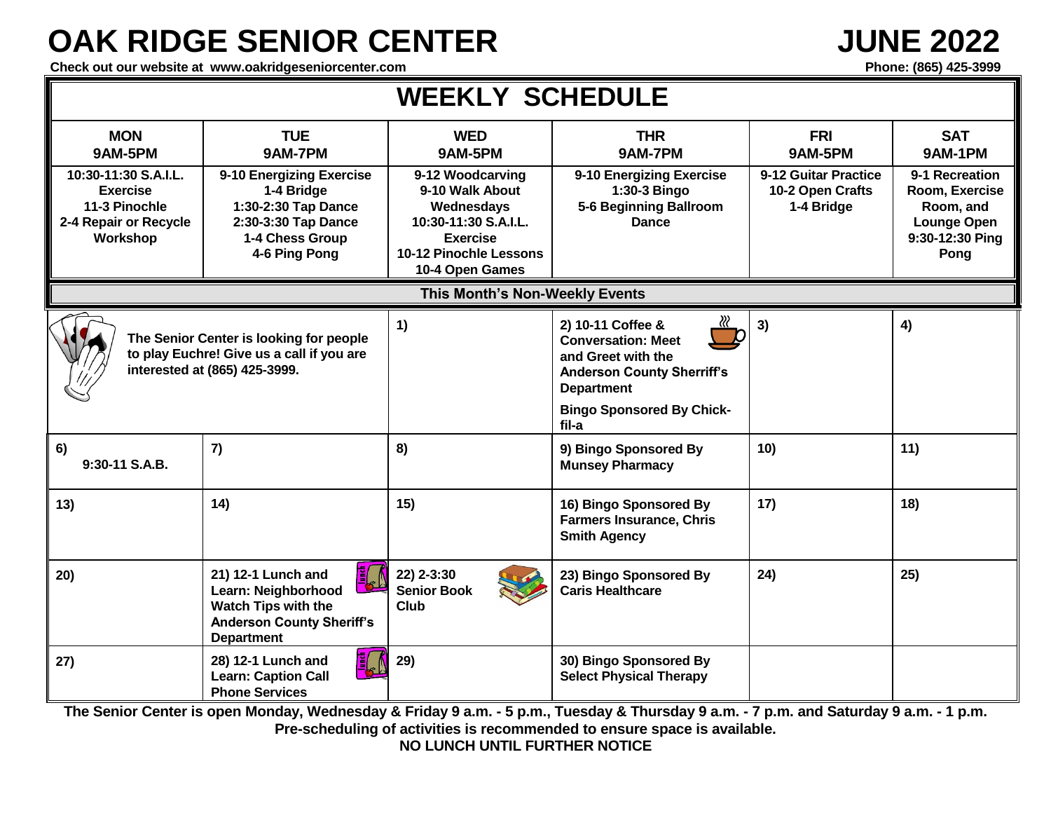# OAK RIDGE SENIOR CENTER

# JUNE 2022

**Check out our website at www.oakridgeseniorcenter.com**

**Phone: (865) 425-3999**

## WEEKLY SCHEDULE

| MON 9AM-5PM | TUE 9AM-7PM | WED 9AM-5PM | THR 9AM-7PM | FRI 9AM-5PM | SAT 9AM-1PM |
|---|---|---|---|---|---|
| 10:30-11:30 S.A.I.L. Exercise<br>11-3 Pinochle<br>2-4 Repair or Recycle Workshop | 9-10 Energizing Exercise<br>1-4 Bridge<br>1:30-2:30 Tap Dance<br>2:30-3:30 Tap Dance<br>1-4 Chess Group<br>4-6 Ping Pong | 9-12 Woodcarving<br>9-10 Walk About Wednesdays<br>10:30-11:30 S.A.I.L. Exercise<br>10-12 Pinochle Lessons<br>10-4 Open Games | 9-10 Energizing Exercise<br>1:30-3 Bingo<br>5-6 Beginning Ballroom Dance | 9-12 Guitar Practice<br>10-2 Open Crafts<br>1-4 Bridge | 9-1 Recreation Room, Exercise Room, and Lounge Open<br>9:30-12:30 Ping Pong |

### This Month's Non-Weekly Events

| MON | TUE | WED | THR | FRI | SAT |
|---|---|---|---|---|---|
| The Senior Center is looking for people to play Euchre! Give us a call if you are interested at (865) 425-3999. | | 1) | 2) 10-11 Coffee & Conversation: Meet and Greet with the Anderson County Sherriff's Department<br>Bingo Sponsored By Chick-fil-a | 3) | 4) |
| 6) 9:30-11 S.A.B. | 7) | 8) | 9) Bingo Sponsored By Munsey Pharmacy | 10) | 11) |
| 13) | 14) | 15) | 16) Bingo Sponsored By Farmers Insurance, Chris Smith Agency | 17) | 18) |
| 20) | 21) 12-1 Lunch and Learn: Neighborhood Watch Tips with the Anderson County Sheriff's Department | 22) 2-3:30 Senior Book Club | 23) Bingo Sponsored By Caris Healthcare | 24) | 25) |
| 27) | 28) 12-1 Lunch and Learn: Caption Call Phone Services | 29) | 30) Bingo Sponsored By Select Physical Therapy | | |

**The Senior Center is open Monday, Wednesday & Friday 9 a.m. - 5 p.m., Tuesday & Thursday 9 a.m. - 7 p.m. and Saturday 9 a.m. - 1 p.m.**

**Pre-scheduling of activities is recommended to ensure space is available.**

**NO LUNCH UNTIL FURTHER NOTICE**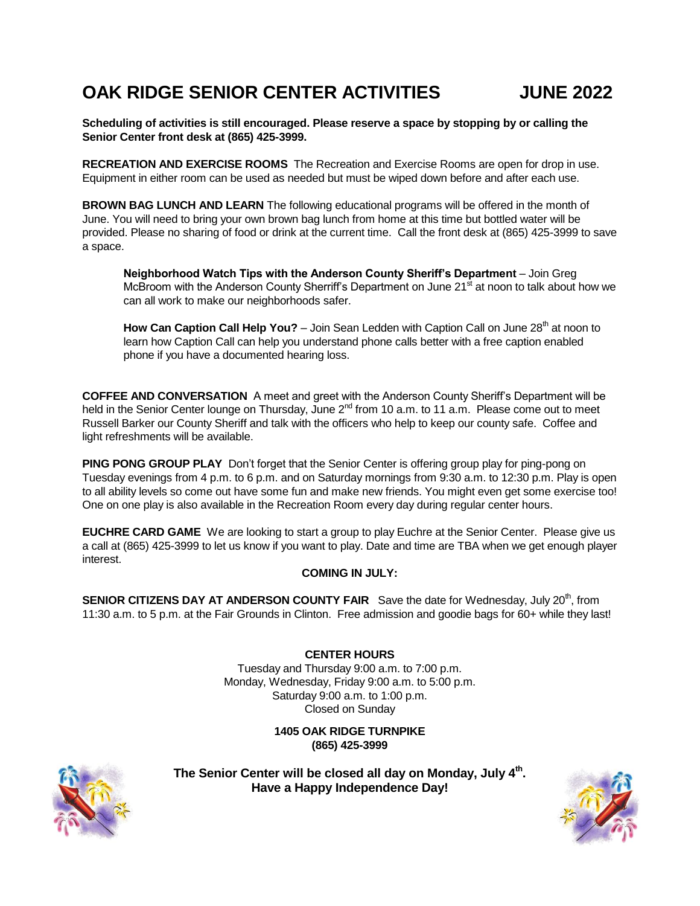# OAK RIDGE SENIOR CENTER ACTIVITIES JUNE 2022

**Scheduling of activities is still encouraged. Please reserve a space by stopping by or calling the Senior Center front desk at (865) 425-3999.**

**RECREATION AND EXERCISE ROOMS** The Recreation and Exercise Rooms are open for drop in use. Equipment in either room can be used as needed but must be wiped down before and after each use.

**BROWN BAG LUNCH AND LEARN** The following educational programs will be offered in the month of June. You will need to bring your own brown bag lunch from home at this time but bottled water will be provided. Please no sharing of food or drink at the current time. Call the front desk at (865) 425-3999 to save a space.

> **Neighborhood Watch Tips with the Anderson County Sheriff's Department** – Join Greg McBroom with the Anderson County Sherriff's Department on June 21st at noon to talk about how we can all work to make our neighborhoods safer.
>
> **How Can Caption Call Help You?** – Join Sean Ledden with Caption Call on June 28th at noon to learn how Caption Call can help you understand phone calls better with a free caption enabled phone if you have a documented hearing loss.

**COFFEE AND CONVERSATION** A meet and greet with the Anderson County Sheriff's Department will be held in the Senior Center lounge on Thursday, June 2nd from 10 a.m. to 11 a.m. Please come out to meet Russell Barker our County Sheriff and talk with the officers who help to keep our county safe. Coffee and light refreshments will be available.

**PING PONG GROUP PLAY** Don't forget that the Senior Center is offering group play for ping-pong on Tuesday evenings from 4 p.m. to 6 p.m. and on Saturday mornings from 9:30 a.m. to 12:30 p.m. Play is open to all ability levels so come out have some fun and make new friends. You might even get some exercise too! One on one play is also available in the Recreation Room every day during regular center hours.

**EUCHRE CARD GAME** We are looking to start a group to play Euchre at the Senior Center. Please give us a call at (865) 425-3999 to let us know if you want to play. Date and time are TBA when we get enough player interest.

**COMING IN JULY:**

**SENIOR CITIZENS DAY AT ANDERSON COUNTY FAIR** Save the date for Wednesday, July 20th, from 11:30 a.m. to 5 p.m. at the Fair Grounds in Clinton. Free admission and goodie bags for 60+ while they last!

**CENTER HOURS**

Tuesday and Thursday 9:00 a.m. to 7:00 p.m.
Monday, Wednesday, Friday 9:00 a.m. to 5:00 p.m.
Saturday 9:00 a.m. to 1:00 p.m.
Closed on Sunday

**1405 OAK RIDGE TURNPIKE**
**(865) 425-3999**

**The Senior Center will be closed all day on Monday, July 4th.**
**Have a Happy Independence Day!**